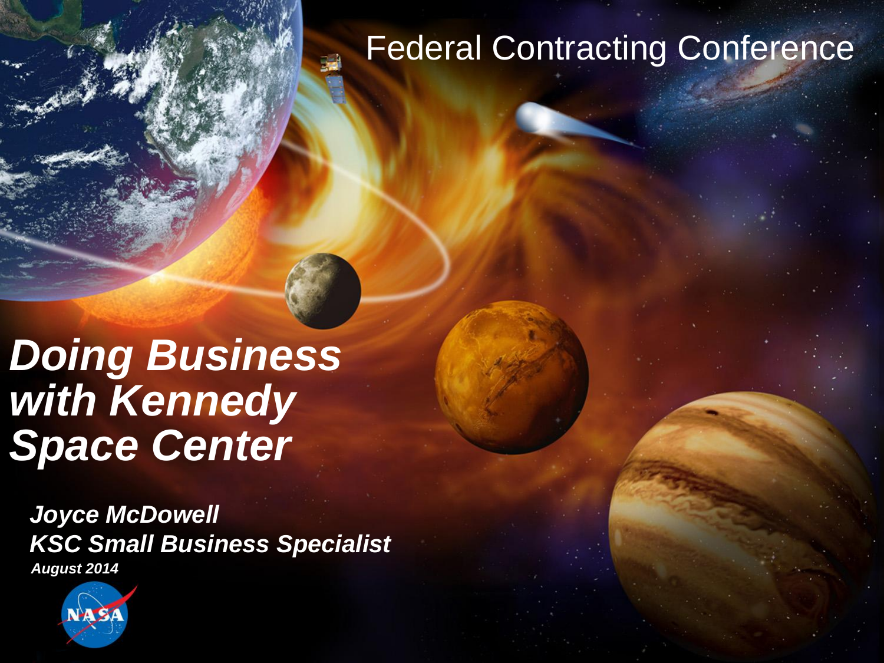Federal Contracting Conference

# *Doing Business with Kennedy Space Center*

***Joyce McDowell***
***KSC Small Business Specialist***
***August 2014***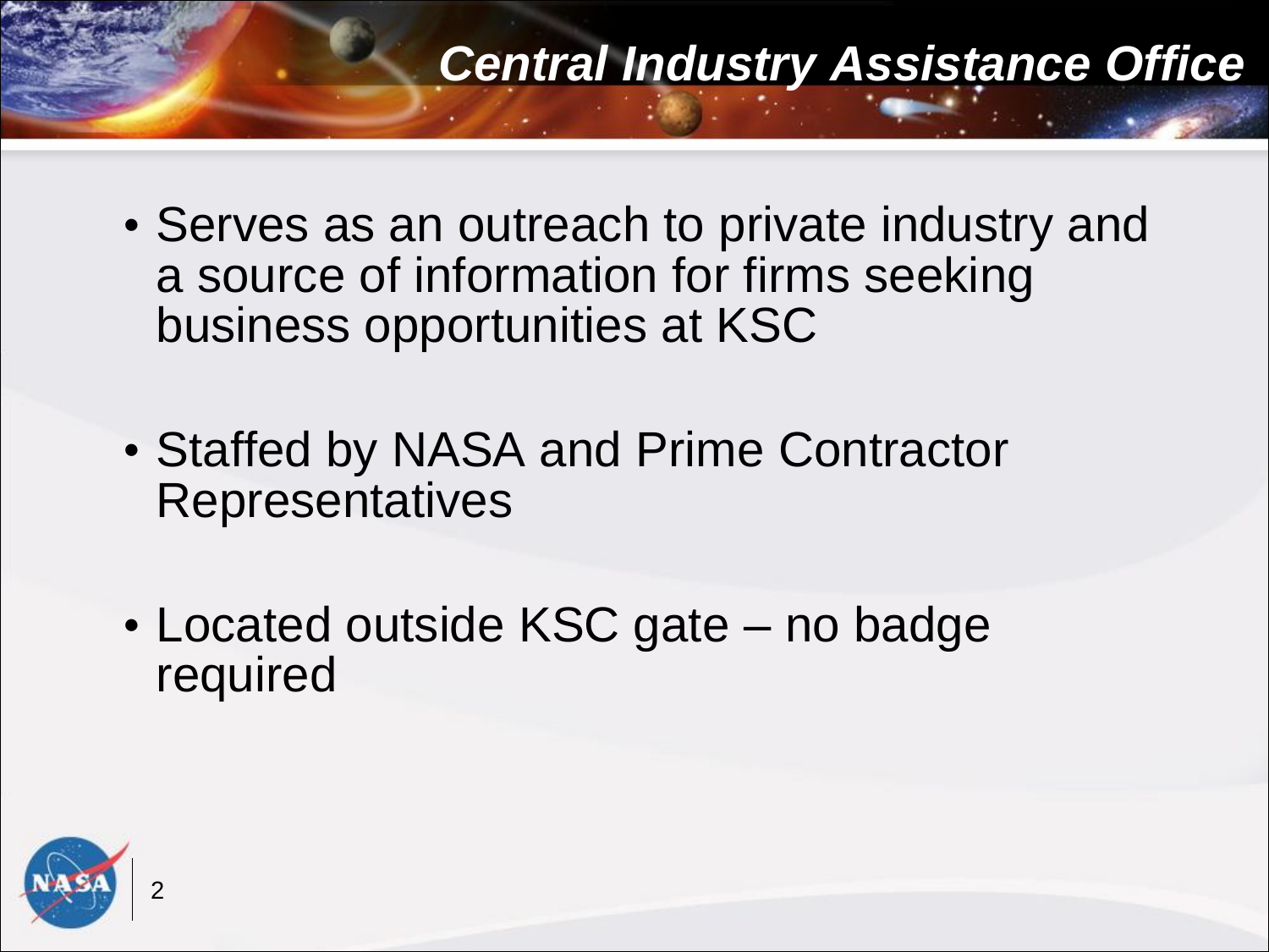# *Central Industry Assistance Office*

- Serves as an outreach to private industry and a source of information for firms seeking business opportunities at KSC
- Staffed by NASA and Prime Contractor Representatives
- Located outside KSC gate – no badge required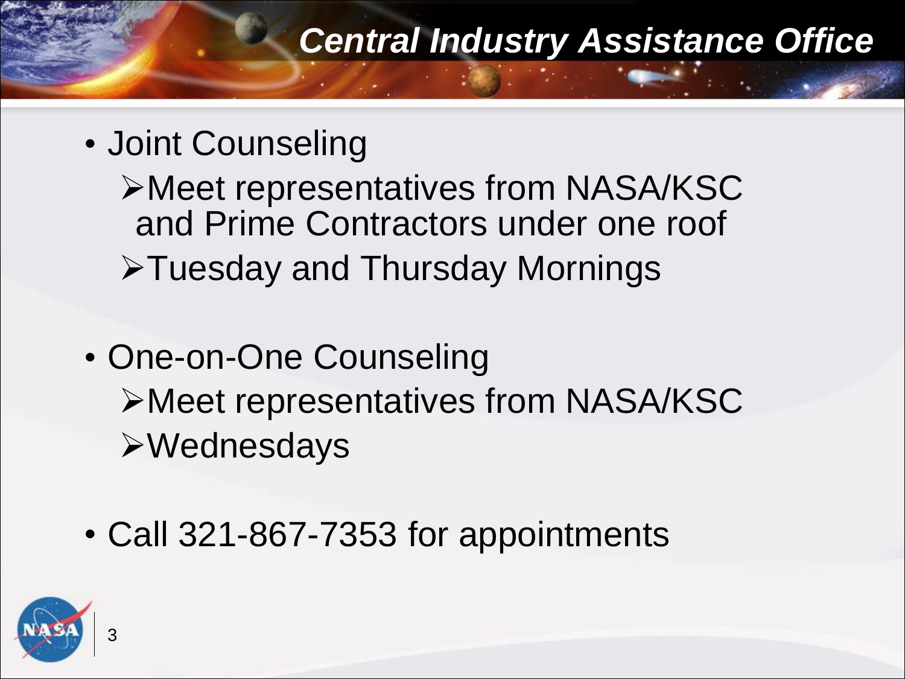## *Central Industry Assistance Office*

- Joint Counseling
  - Meet representatives from NASA/KSC and Prime Contractors under one roof
  - Tuesday and Thursday Mornings
- One-on-One Counseling
  - Meet representatives from NASA/KSC
  - Wednesdays
- Call 321-867-7353 for appointments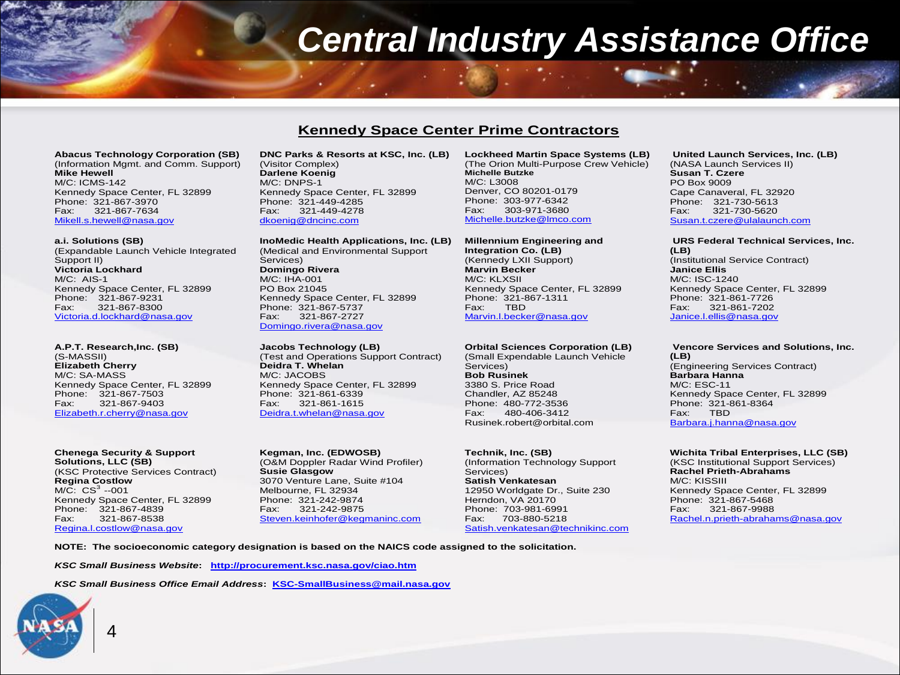# Central Industry Assistance Office

## Kennedy Space Center Prime Contractors

**Abacus Technology Corporation (SB)**
(Information Mgmt. and Comm. Support)
**Mike Hewell**
M/C: ICMS-142
Kennedy Space Center, FL 32899
Phone: 321-867-3970
Fax: 321-867-7634
Mikell.s.hewell@nasa.gov

**a.i. Solutions (SB)**
(Expandable Launch Vehicle Integrated Support II)
**Victoria Lockhard**
M/C: AIS-1
Kennedy Space Center, FL 32899
Phone: 321-867-9231
Fax: 321-867-8300
Victoria.d.lockhard@nasa.gov

**A.P.T. Research,Inc. (SB)**
(S-MASSII)
**Elizabeth Cherry**
M/C: SA-MASS
Kennedy Space Center, FL 32899
Phone: 321-867-7503
Fax: 321-867-9403
Elizabeth.r.cherry@nasa.gov

**Chenega Security & Support Solutions, LLC (SB)**
(KSC Protective Services Contract)
**Regina Costlow**
M/C: CS$^3$ --001
Kennedy Space Center, FL 32899
Phone: 321-867-4839
Fax: 321-867-8538
Regina.l.costlow@nasa.gov

**DNC Parks & Resorts at KSC, Inc. (LB)**
(Visitor Complex)
**Darlene Koenig**
M/C: DNPS-1
Kennedy Space Center, FL 32899
Phone: 321-449-4285
Fax: 321-449-4278
dkoenig@dncinc.com

**InoMedic Health Applications, Inc. (LB)**
(Medical and Environmental Support Services)
**Domingo Rivera**
M/C: IHA-001
PO Box 21045
Kennedy Space Center, FL 32899
Phone: 321-867-5737
Fax: 321-867-2727
Domingo.rivera@nasa.gov

**Jacobs Technology (LB)**
(Test and Operations Support Contract)
**Deidra T. Whelan**
M/C: JACOBS
Kennedy Space Center, FL 32899
Phone: 321-861-6339
Fax: 321-861-1615
Deidra.t.whelan@nasa.gov

**Kegman, Inc. (EDWOSB)**
(O&M Doppler Radar Wind Profiler)
**Susie Glasgow**
3070 Venture Lane, Suite #104
Melbourne, FL 32934
Phone: 321-242-9874
Fax: 321-242-9875
Steven.keinhofer@kegmaninc.com

**Lockheed Martin Space Systems (LB)**
(The Orion Multi-Purpose Crew Vehicle)
**Michelle Butzke**
M/C: L3008
Denver, CO 80201-0179
Phone: 303-977-6342
Fax: 303-971-3680
Michelle.butzke@lmco.com

**Millennium Engineering and Integration Co. (LB)**
(Kennedy LXII Support)
**Marvin Becker**
M/C: KLXSII
Kennedy Space Center, FL 32899
Phone: 321-867-1311
Fax: TBD
Marvin.l.becker@nasa.gov

**Orbital Sciences Corporation (LB)**
(Small Expendable Launch Vehicle Services)
**Bob Rusinek**
3380 S. Price Road
Chandler, AZ 85248
Phone: 480-772-3536
Fax: 480-406-3412
Rusinek.robert@orbital.com

**Technik, Inc. (SB)**
(Information Technology Support Services)
**Satish Venkatesan**
12950 Worldgate Dr., Suite 230
Herndon, VA 20170
Phone: 703-981-6991
Fax: 703-880-5218
Satish.venkatesan@technikinc.com

**United Launch Services, Inc. (LB)**
(NASA Launch Services II)
**Susan T. Czere**
PO Box 9009
Cape Canaveral, FL 32920
Phone: 321-730-5613
Fax: 321-730-5620
Susan.t.czere@ulalaunch.com

**URS Federal Technical Services, Inc. (LB)**
(Institutional Service Contract)
**Janice Ellis**
M/C: ISC-1240
Kennedy Space Center, FL 32899
Phone: 321-861-7726
Fax: 321-861-7202
Janice.l.ellis@nasa.gov

**Vencore Services and Solutions, Inc. (LB)**
(Engineering Services Contract)
**Barbara Hanna**
M/C: ESC-11
Kennedy Space Center, FL 32899
Phone: 321-861-8364
Fax: TBD
Barbara.j.hanna@nasa.gov

**Wichita Tribal Enterprises, LLC (SB)**
(KSC Institutional Support Services)
**Rachel Prieth-Abrahams**
M/C: KISSIII
Kennedy Space Center, FL 32899
Phone: 321-867-5468
Fax: 321-867-9988
Rachel.n.prieth-abrahams@nasa.gov

**NOTE: The socioeconomic category designation is based on the NAICS code assigned to the solicitation.**

***KSC Small Business Website*:** **http://procurement.ksc.nasa.gov/ciao.htm**

***KSC Small Business Office Email Address*:** **KSC-SmallBusiness@mail.nasa.gov**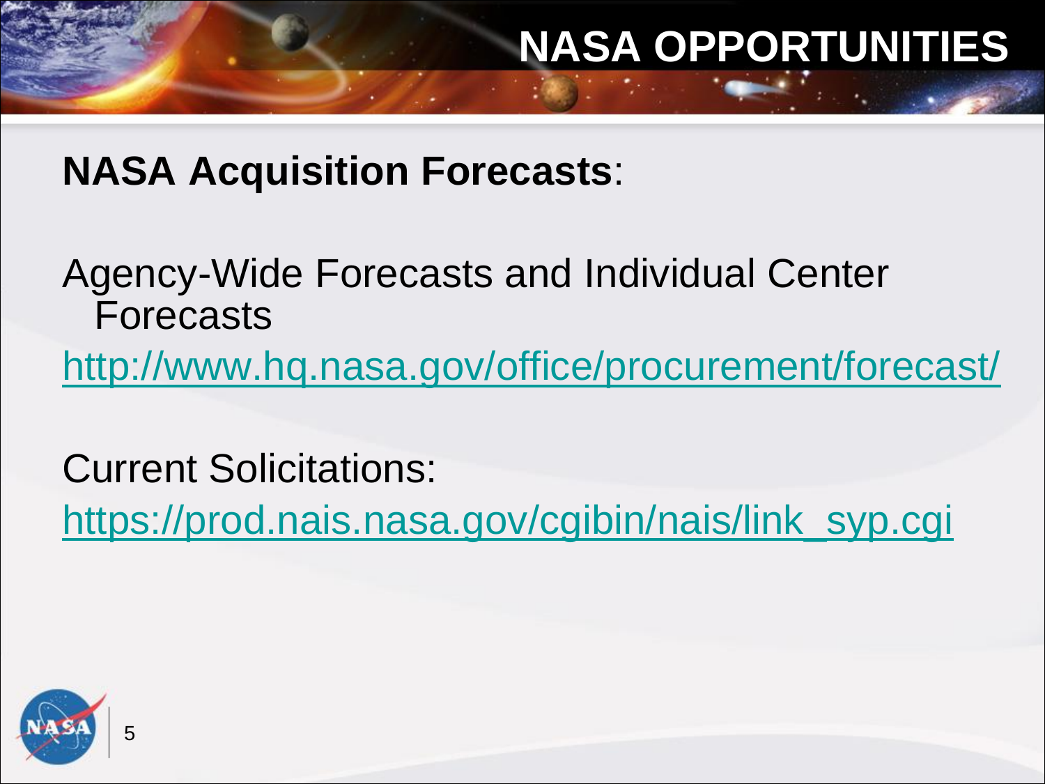# NASA OPPORTUNITIES

**NASA Acquisition Forecasts**:

Agency-Wide Forecasts and Individual Center Forecasts

http://www.hq.nasa.gov/office/procurement/forecast/

Current Solicitations:

https://prod.nais.nasa.gov/cgibin/nais/link_syp.cgi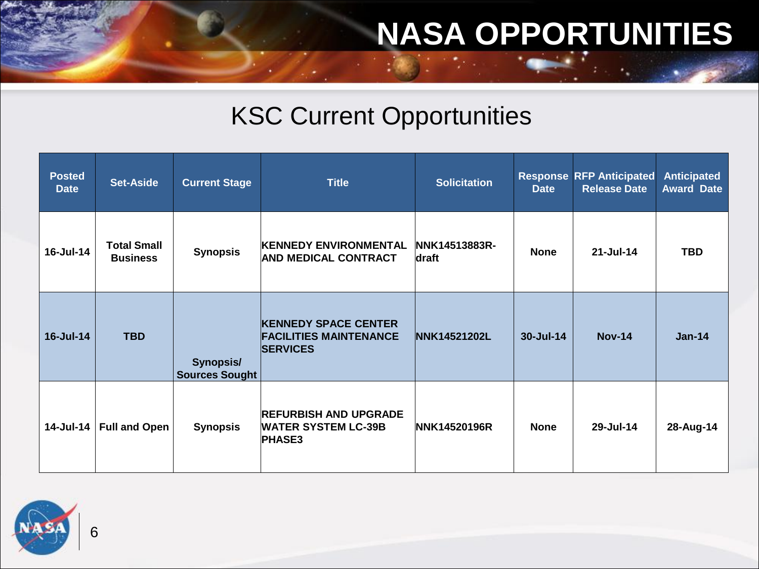# NASA OPPORTUNITIES

## KSC Current Opportunities

| Posted Date | Set-Aside | Current Stage | Title | Solicitation | Response Date | RFP Anticipated Release Date | Anticipated Award Date |
|---|---|---|---|---|---|---|---|
| 16-Jul-14 | Total Small Business | Synopsis | KENNEDY ENVIRONMENTAL AND MEDICAL CONTRACT | NNK14513883R-draft | None | 21-Jul-14 | TBD |
| 16-Jul-14 | TBD | Synopsis/ Sources Sought | KENNEDY SPACE CENTER FACILITIES MAINTENANCE SERVICES | NNK14521202L | 30-Jul-14 | Nov-14 | Jan-14 |
| 14-Jul-14 | Full and Open | Synopsis | REFURBISH AND UPGRADE WATER SYSTEM LC-39B PHASE3 | NNK14520196R | None | 29-Jul-14 | 28-Aug-14 |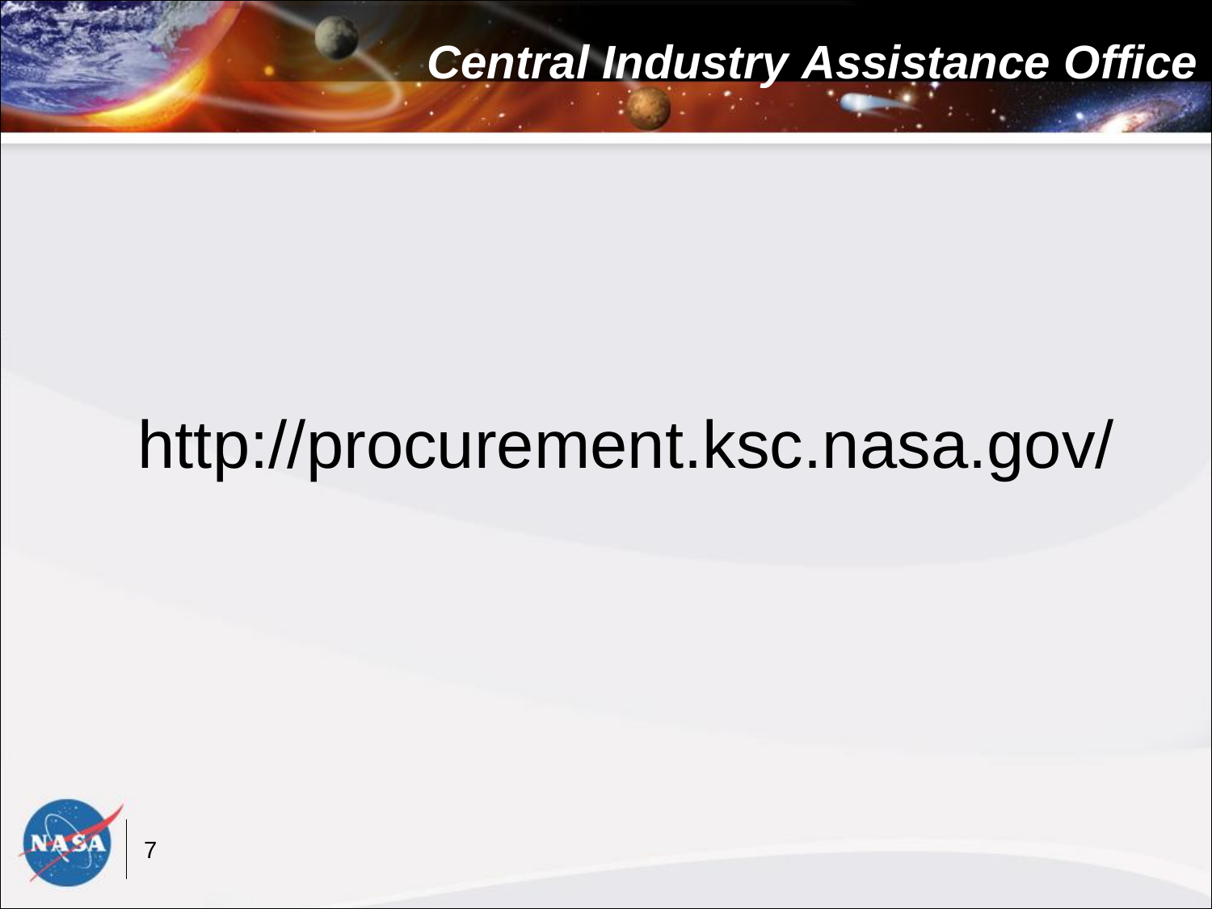http://procurement.ksc.nasa.gov/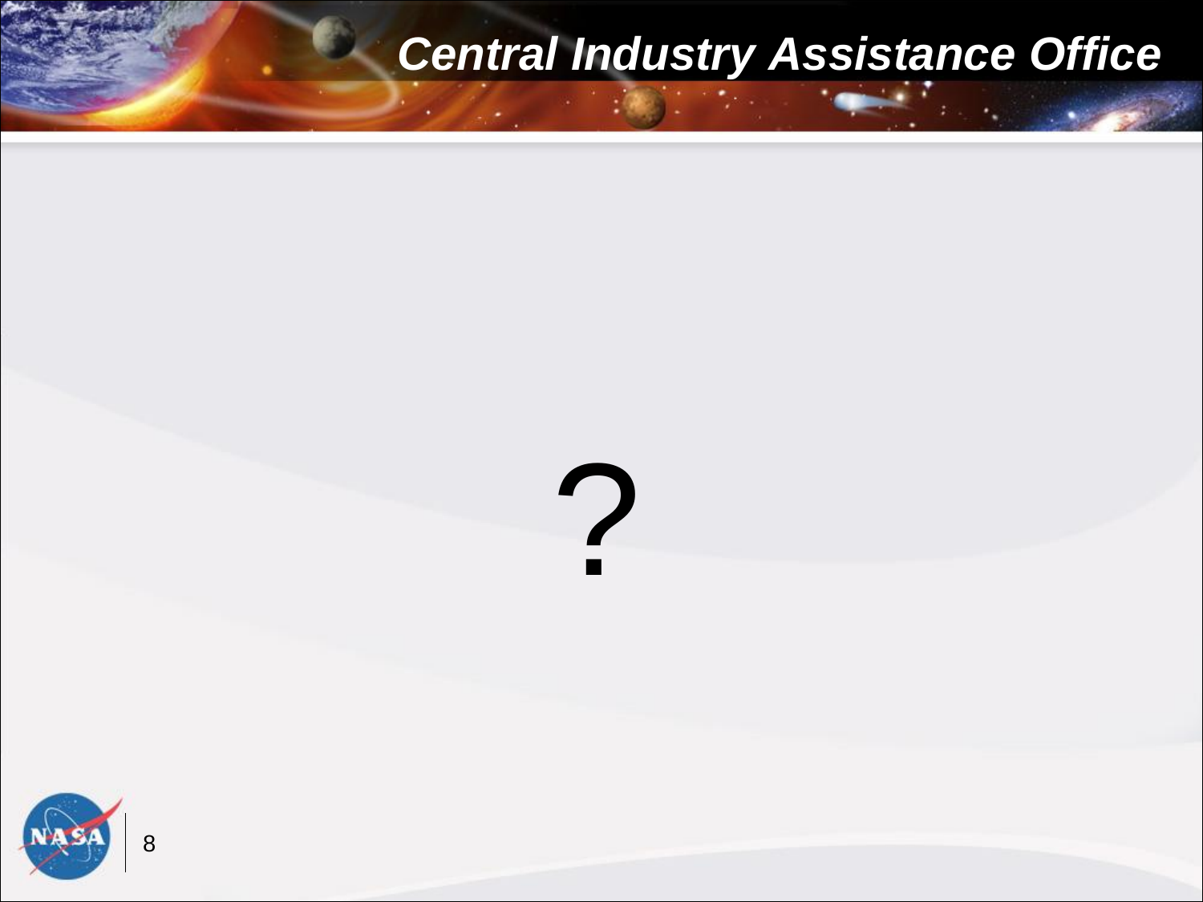# Central Industry Assistance Office

?